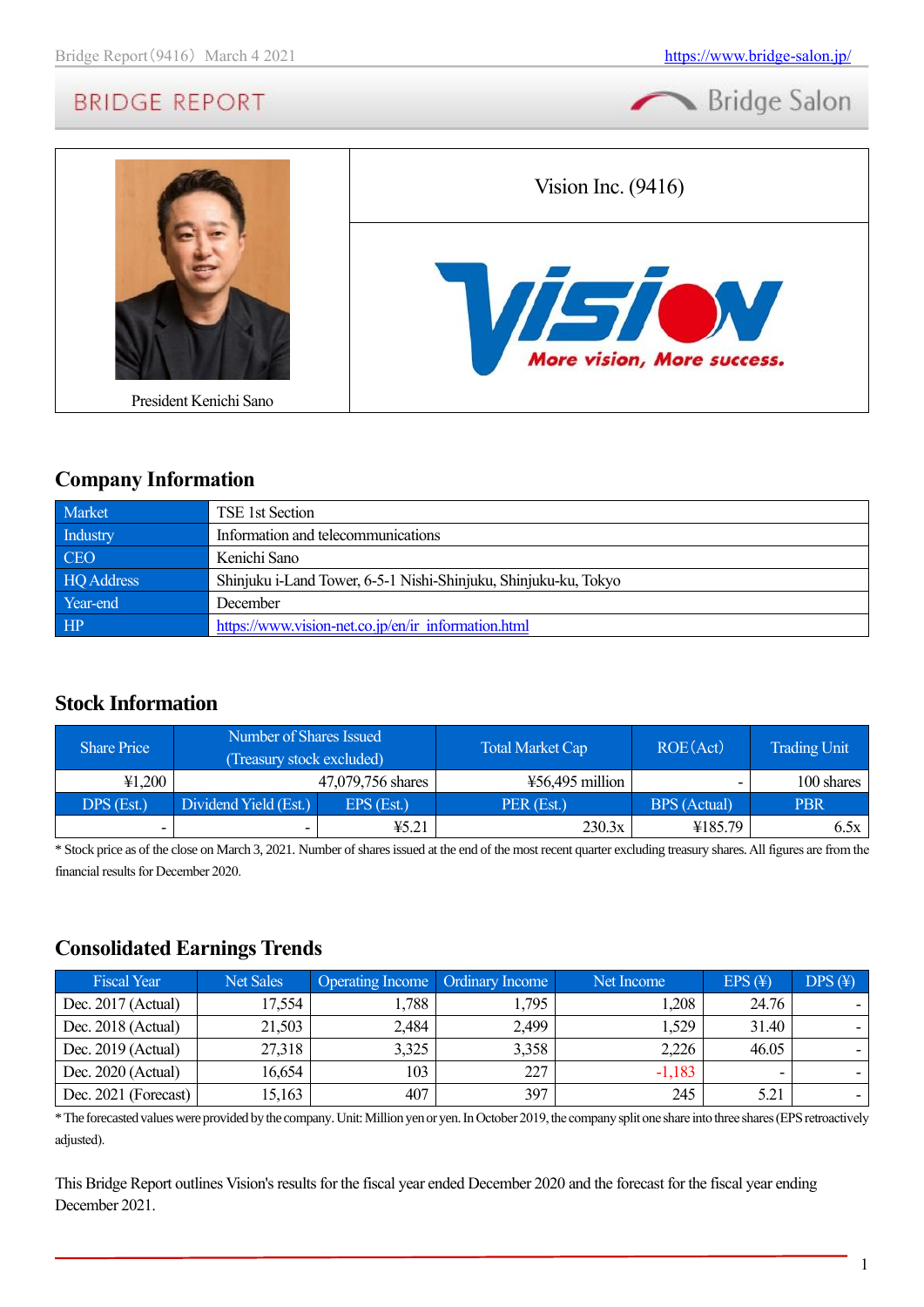President Kenichi Sano

# Vision Inc. (9416)

More vision, More success.

## Company Information

| | |
|---|---|
| Market | TSE 1st Section |
| Industry | Information and telecommunications |
| CEO | Kenichi Sano |
| HQ Address | Shinjuku i-Land Tower, 6-5-1 Nishi-Shinjuku, Shinjuku-ku, Tokyo |
| Year-end | December |
| HP | https://www.vision-net.co.jp/en/ir_information.html |

## Stock Information

| Share Price | Number of Shares Issued (Treasury stock excluded) | | Total Market Cap | ROE(Act) | Trading Unit |
|---|---|---|---|---|---|
| ¥1,200 | 47,079,756 shares | | ¥56,495 million | - | 100 shares |
| DPS (Est.) | Dividend Yield (Est.) | EPS (Est.) | PER (Est.) | BPS (Actual) | PBR |
| - | - | ¥5.21 | 230.3x | ¥185.79 | 6.5x |

* Stock price as of the close on March 3, 2021. Number of shares issued at the end of the most recent quarter excluding treasury shares. All figures are from the financial results for December 2020.

## Consolidated Earnings Trends

| Fiscal Year | Net Sales | Operating Income | Ordinary Income | Net Income | EPS (¥) | DPS (¥) |
|---|---|---|---|---|---|---|
| Dec. 2017 (Actual) | 17,554 | 1,788 | 1,795 | 1,208 | 24.76 | - |
| Dec. 2018 (Actual) | 21,503 | 2,484 | 2,499 | 1,529 | 31.40 | - |
| Dec. 2019 (Actual) | 27,318 | 3,325 | 3,358 | 2,226 | 46.05 | - |
| Dec. 2020 (Actual) | 16,654 | 103 | 227 | -1,183 | - | - |
| Dec. 2021 (Forecast) | 15,163 | 407 | 397 | 245 | 5.21 | - |

* The forecasted values were provided by the company. Unit: Million yen or yen. In October 2019, the company split one share into three shares (EPS retroactively adjusted).

This Bridge Report outlines Vision's results for the fiscal year ended December 2020 and the forecast for the fiscal year ending December 2021.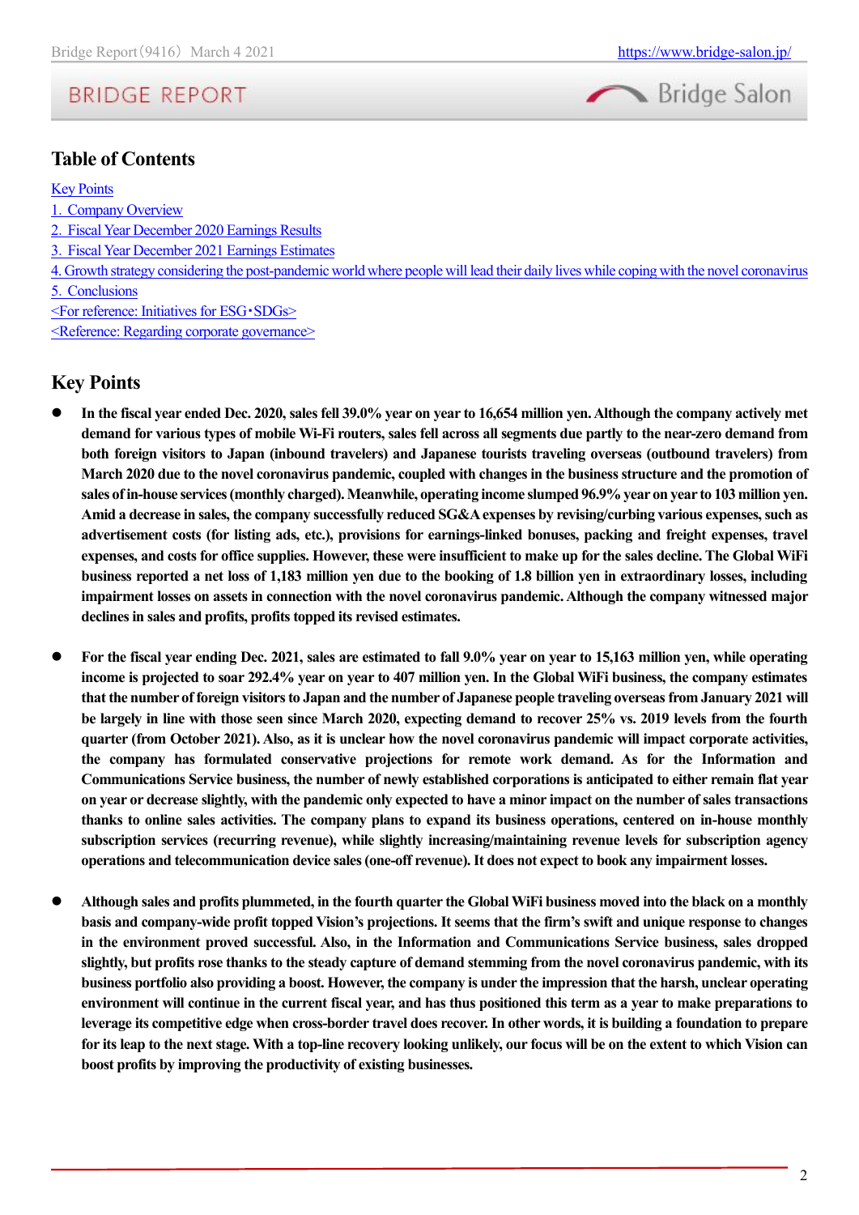## Table of Contents

Key Points
1. Company Overview
2. Fiscal Year December 2020 Earnings Results
3. Fiscal Year December 2021 Earnings Estimates
4. Growth strategy considering the post-pandemic world where people will lead their daily lives while coping with the novel coronavirus
5. Conclusions
<For reference: Initiatives for ESG・SDGs>
<Reference: Regarding corporate governance>

## Key Points

- **In the fiscal year ended Dec. 2020, sales fell 39.0% year on year to 16,654 million yen. Although the company actively met demand for various types of mobile Wi-Fi routers, sales fell across all segments due partly to the near-zero demand from both foreign visitors to Japan (inbound travelers) and Japanese tourists traveling overseas (outbound travelers) from March 2020 due to the novel coronavirus pandemic, coupled with changes in the business structure and the promotion of sales of in-house services (monthly charged). Meanwhile, operating income slumped 96.9% year on year to 103 million yen. Amid a decrease in sales, the company successfully reduced SG&A expenses by revising/curbing various expenses, such as advertisement costs (for listing ads, etc.), provisions for earnings-linked bonuses, packing and freight expenses, travel expenses, and costs for office supplies. However, these were insufficient to make up for the sales decline. The Global WiFi business reported a net loss of 1,183 million yen due to the booking of 1.8 billion yen in extraordinary losses, including impairment losses on assets in connection with the novel coronavirus pandemic. Although the company witnessed major declines in sales and profits, profits topped its revised estimates.**

- **For the fiscal year ending Dec. 2021, sales are estimated to fall 9.0% year on year to 15,163 million yen, while operating income is projected to soar 292.4% year on year to 407 million yen. In the Global WiFi business, the company estimates that the number of foreign visitors to Japan and the number of Japanese people traveling overseas from January 2021 will be largely in line with those seen since March 2020, expecting demand to recover 25% vs. 2019 levels from the fourth quarter (from October 2021). Also, as it is unclear how the novel coronavirus pandemic will impact corporate activities, the company has formulated conservative projections for remote work demand. As for the Information and Communications Service business, the number of newly established corporations is anticipated to either remain flat year on year or decrease slightly, with the pandemic only expected to have a minor impact on the number of sales transactions thanks to online sales activities. The company plans to expand its business operations, centered on in-house monthly subscription services (recurring revenue), while slightly increasing/maintaining revenue levels for subscription agency operations and telecommunication device sales (one-off revenue). It does not expect to book any impairment losses.**

- **Although sales and profits plummeted, in the fourth quarter the Global WiFi business moved into the black on a monthly basis and company-wide profit topped Vision's projections. It seems that the firm's swift and unique response to changes in the environment proved successful. Also, in the Information and Communications Service business, sales dropped slightly, but profits rose thanks to the steady capture of demand stemming from the novel coronavirus pandemic, with its business portfolio also providing a boost. However, the company is under the impression that the harsh, unclear operating environment will continue in the current fiscal year, and has thus positioned this term as a year to make preparations to leverage its competitive edge when cross-border travel does recover. In other words, it is building a foundation to prepare for its leap to the next stage. With a top-line recovery looking unlikely, our focus will be on the extent to which Vision can boost profits by improving the productivity of existing businesses.**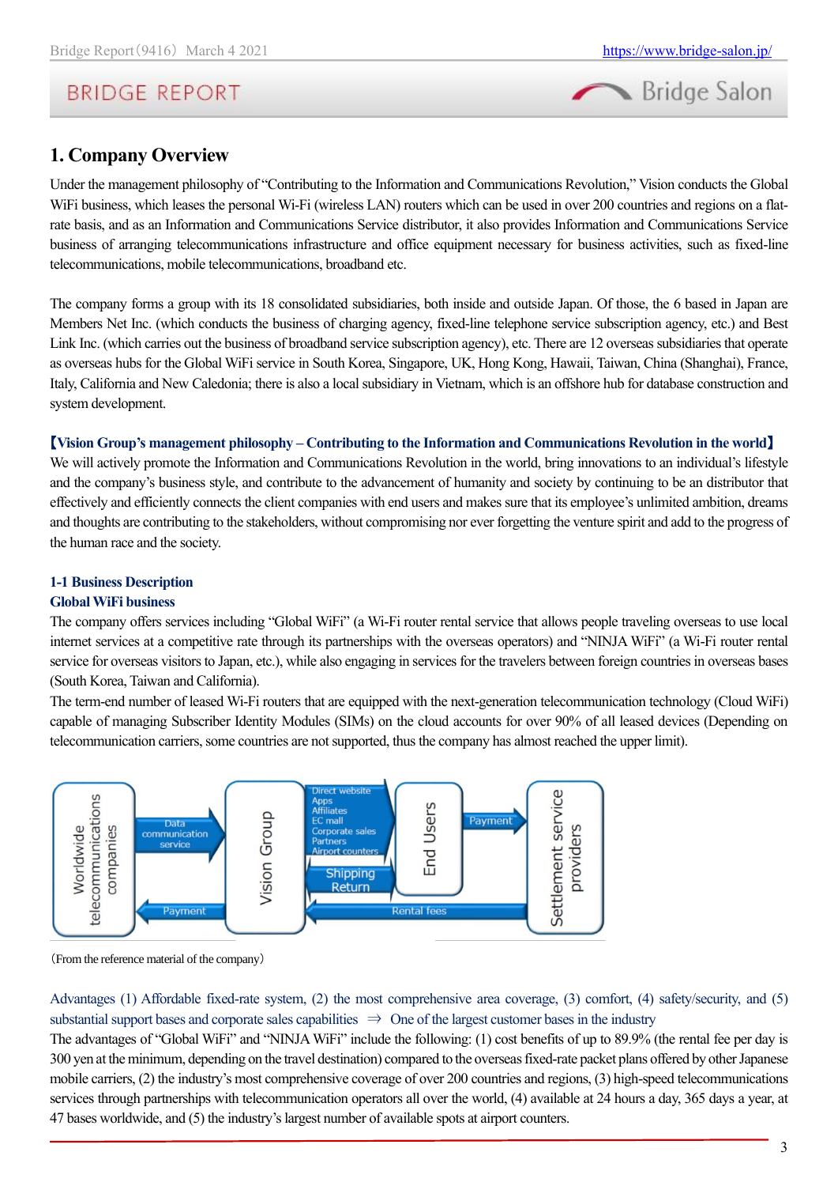# 1. Company Overview

Under the management philosophy of "Contributing to the Information and Communications Revolution," Vision conducts the Global WiFi business, which leases the personal Wi-Fi (wireless LAN) routers which can be used in over 200 countries and regions on a flat-rate basis, and as an Information and Communications Service distributor, it also provides Information and Communications Service business of arranging telecommunications infrastructure and office equipment necessary for business activities, such as fixed-line telecommunications, mobile telecommunications, broadband etc.

The company forms a group with its 18 consolidated subsidiaries, both inside and outside Japan. Of those, the 6 based in Japan are Members Net Inc. (which conducts the business of charging agency, fixed-line telephone service subscription agency, etc.) and Best Link Inc. (which carries out the business of broadband service subscription agency), etc. There are 12 overseas subsidiaries that operate as overseas hubs for the Global WiFi service in South Korea, Singapore, UK, Hong Kong, Hawaii, Taiwan, China (Shanghai), France, Italy, California and New Caledonia; there is also a local subsidiary in Vietnam, which is an offshore hub for database construction and system development.

**【Vision Group's management philosophy – Contributing to the Information and Communications Revolution in the world】**
We will actively promote the Information and Communications Revolution in the world, bring innovations to an individual's lifestyle and the company's business style, and contribute to the advancement of humanity and society by continuing to be an distributor that effectively and efficiently connects the client companies with end users and makes sure that its employee's unlimited ambition, dreams and thoughts are contributing to the stakeholders, without compromising nor ever forgetting the venture spirit and add to the progress of the human race and the society.

## 1-1 Business Description

### Global WiFi business

The company offers services including "Global WiFi" (a Wi-Fi router rental service that allows people traveling overseas to use local internet services at a competitive rate through its partnerships with the overseas operators) and "NINJA WiFi" (a Wi-Fi router rental service for overseas visitors to Japan, etc.), while also engaging in services for the travelers between foreign countries in overseas bases (South Korea, Taiwan and California).
The term-end number of leased Wi-Fi routers that are equipped with the next-generation telecommunication technology (Cloud WiFi) capable of managing Subscriber Identity Modules (SIMs) on the cloud accounts for over 90% of all leased devices (Depending on telecommunication carriers, some countries are not supported, thus the company has almost reached the upper limit).

Worldwide telecommunications companies → Data communication service → Vision Group
Vision Group → Payment → Worldwide telecommunications companies
Vision Group → Direct website, Apps, Affiliates, EC mall, Corporate sales, Partners, Airport counters → End Users
End Users → Shipping, Return → Vision Group
End Users → Payment → Settlement service providers
Settlement service providers → Rental fees → Vision Group

(From the reference material of the company)

Advantages (1) Affordable fixed-rate system, (2) the most comprehensive area coverage, (3) comfort, (4) safety/security, and (5) substantial support bases and corporate sales capabilities ⇒ One of the largest customer bases in the industry
The advantages of "Global WiFi" and "NINJA WiFi" include the following: (1) cost benefits of up to 89.9% (the rental fee per day is 300 yen at the minimum, depending on the travel destination) compared to the overseas fixed-rate packet plans offered by other Japanese mobile carriers, (2) the industry's most comprehensive coverage of over 200 countries and regions, (3) high-speed telecommunications services through partnerships with telecommunication operators all over the world, (4) available at 24 hours a day, 365 days a year, at 47 bases worldwide, and (5) the industry's largest number of available spots at airport counters.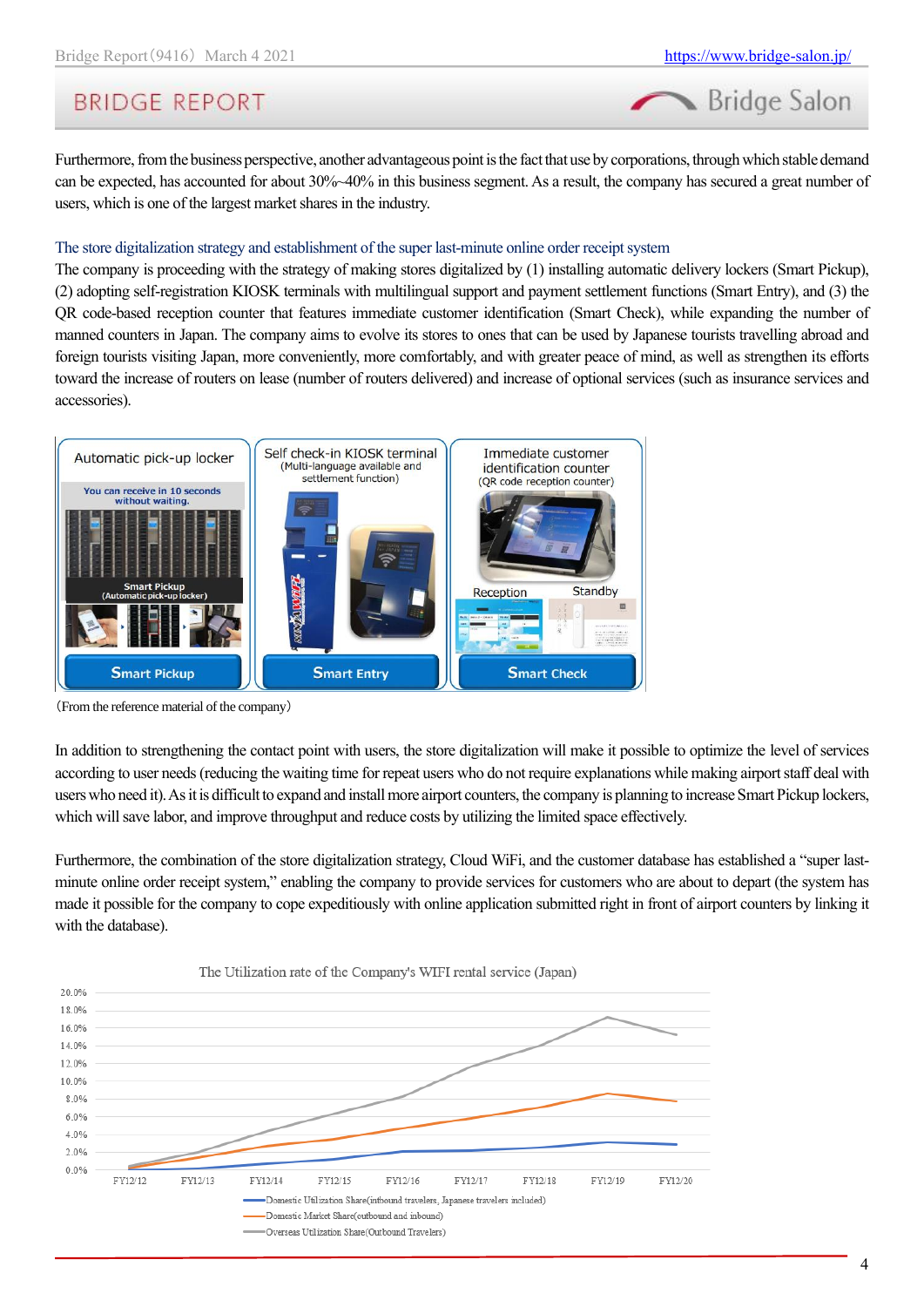Furthermore, from the business perspective, another advantageous point is the fact that use by corporations, through which stable demand can be expected, has accounted for about 30%~40% in this business segment. As a result, the company has secured a great number of users, which is one of the largest market shares in the industry.

### The store digitalization strategy and establishment of the super last-minute online order receipt system

The company is proceeding with the strategy of making stores digitalized by (1) installing automatic delivery lockers (Smart Pickup), (2) adopting self-registration KIOSK terminals with multilingual support and payment settlement functions (Smart Entry), and (3) the QR code-based reception counter that features immediate customer identification (Smart Check), while expanding the number of manned counters in Japan. The company aims to evolve its stores to ones that can be used by Japanese tourists travelling abroad and foreign tourists visiting Japan, more conveniently, more comfortably, and with greater peace of mind, as well as strengthen its efforts toward the increase of routers on lease (number of routers delivered) and increase of optional services (such as insurance services and accessories).

| Automatic pick-up locker | Self check-in KIOSK terminal (Multi-language available and settlement function) | Immediate customer identification counter (QR code reception counter) |
|---|---|---|
| You can receive in 10 seconds without waiting. Smart Pickup (Automatic pick-up locker) | | Reception / Standby |
| Smart Pickup | Smart Entry | Smart Check |

（From the reference material of the company）

In addition to strengthening the contact point with users, the store digitalization will make it possible to optimize the level of services according to user needs (reducing the waiting time for repeat users who do not require explanations while making airport staff deal with users who need it). As it is difficult to expand and install more airport counters, the company is planning to increase Smart Pickup lockers, which will save labor, and improve throughput and reduce costs by utilizing the limited space effectively.

Furthermore, the combination of the store digitalization strategy, Cloud WiFi, and the customer database has established a "super last-minute online order receipt system," enabling the company to provide services for customers who are about to depart (the system has made it possible for the company to cope expeditiously with online application submitted right in front of airport counters by linking it with the database).

**The Utilization rate of the Company's WIFI rental service (Japan)**

(Line chart, y-axis 0.0%–20.0%, x-axis FY12/12, FY12/13, FY12/14, FY12/15, FY12/16, FY12/17, FY12/18, FY12/19, FY12/20)

- Domestic Utilization Share(inbound travelers, Japanese travelers included)
- Domestic Market Share(outbound and inbound)
- Overseas Utilization Share(Outbound Travelers)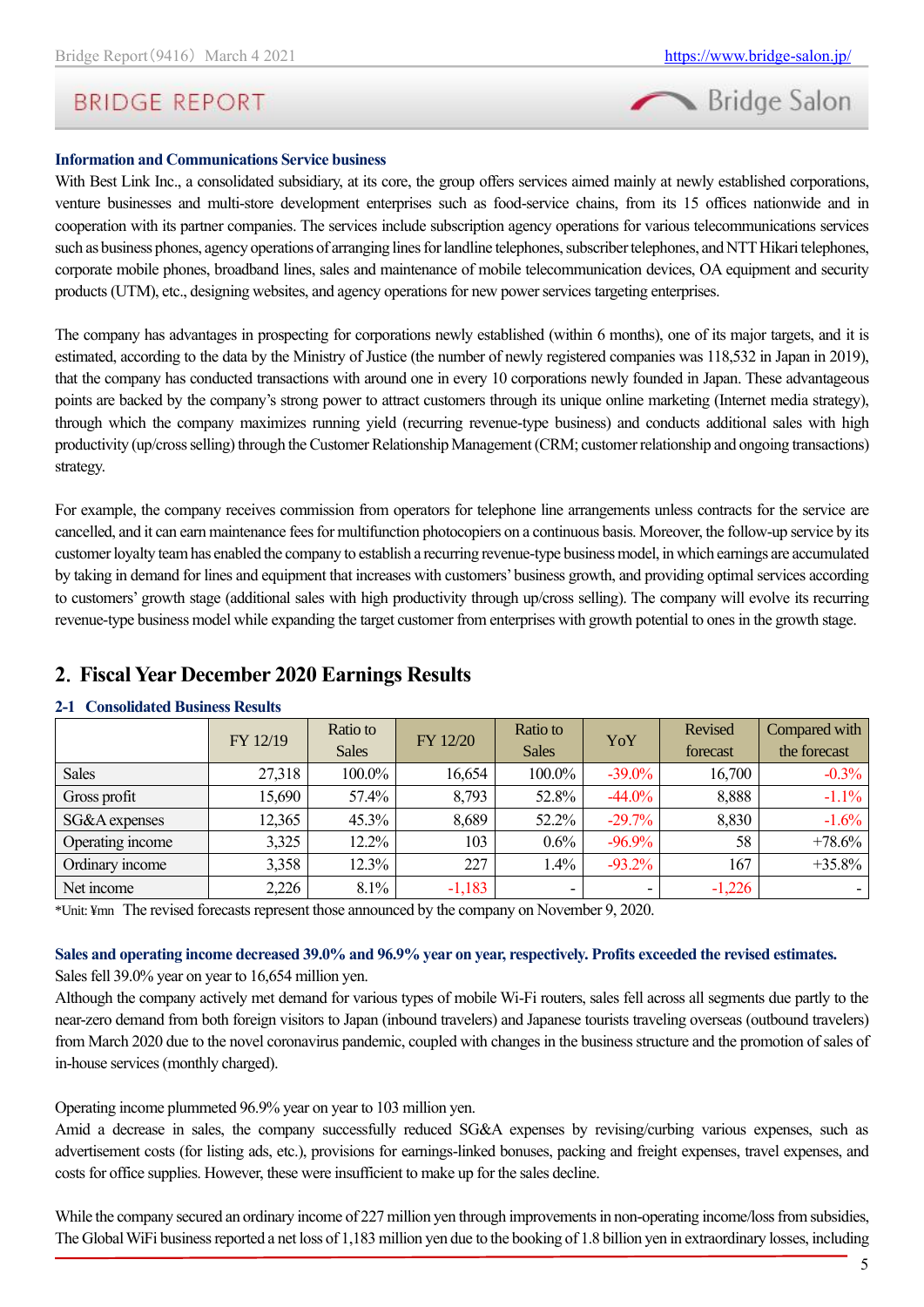**Information and Communications Service business**

With Best Link Inc., a consolidated subsidiary, at its core, the group offers services aimed mainly at newly established corporations, venture businesses and multi-store development enterprises such as food-service chains, from its 15 offices nationwide and in cooperation with its partner companies. The services include subscription agency operations for various telecommunications services such as business phones, agency operations of arranging lines for landline telephones, subscriber telephones, and NTT Hikari telephones, corporate mobile phones, broadband lines, sales and maintenance of mobile telecommunication devices, OA equipment and security products (UTM), etc., designing websites, and agency operations for new power services targeting enterprises.

The company has advantages in prospecting for corporations newly established (within 6 months), one of its major targets, and it is estimated, according to the data by the Ministry of Justice (the number of newly registered companies was 118,532 in Japan in 2019), that the company has conducted transactions with around one in every 10 corporations newly founded in Japan. These advantageous points are backed by the company's strong power to attract customers through its unique online marketing (Internet media strategy), through which the company maximizes running yield (recurring revenue-type business) and conducts additional sales with high productivity (up/cross selling) through the Customer Relationship Management (CRM; customer relationship and ongoing transactions) strategy.

For example, the company receives commission from operators for telephone line arrangements unless contracts for the service are cancelled, and it can earn maintenance fees for multifunction photocopiers on a continuous basis. Moreover, the follow-up service by its customer loyalty team has enabled the company to establish a recurring revenue-type business model, in which earnings are accumulated by taking in demand for lines and equipment that increases with customers' business growth, and providing optimal services according to customers' growth stage (additional sales with high productivity through up/cross selling). The company will evolve its recurring revenue-type business model while expanding the target customer from enterprises with growth potential to ones in the growth stage.

## 2. Fiscal Year December 2020 Earnings Results

### 2-1 Consolidated Business Results

| | FY 12/19 | Ratio to Sales | FY 12/20 | Ratio to Sales | YoY | Revised forecast | Compared with the forecast |
|---|---|---|---|---|---|---|---|
| Sales | 27,318 | 100.0% | 16,654 | 100.0% | -39.0% | 16,700 | -0.3% |
| Gross profit | 15,690 | 57.4% | 8,793 | 52.8% | -44.0% | 8,888 | -1.1% |
| SG&A expenses | 12,365 | 45.3% | 8,689 | 52.2% | -29.7% | 8,830 | -1.6% |
| Operating income | 3,325 | 12.2% | 103 | 0.6% | -96.9% | 58 | +78.6% |
| Ordinary income | 3,358 | 12.3% | 227 | 1.4% | -93.2% | 167 | +35.8% |
| Net income | 2,226 | 8.1% | -1,183 | - | - | -1,226 | - |

*Unit: ¥mn The revised forecasts represent those announced by the company on November 9, 2020.

**Sales and operating income decreased 39.0% and 96.9% year on year, respectively. Profits exceeded the revised estimates.**

Sales fell 39.0% year on year to 16,654 million yen.

Although the company actively met demand for various types of mobile Wi-Fi routers, sales fell across all segments due partly to the near-zero demand from both foreign visitors to Japan (inbound travelers) and Japanese tourists traveling overseas (outbound travelers) from March 2020 due to the novel coronavirus pandemic, coupled with changes in the business structure and the promotion of sales of in-house services (monthly charged).

Operating income plummeted 96.9% year on year to 103 million yen.

Amid a decrease in sales, the company successfully reduced SG&A expenses by revising/curbing various expenses, such as advertisement costs (for listing ads, etc.), provisions for earnings-linked bonuses, packing and freight expenses, travel expenses, and costs for office supplies. However, these were insufficient to make up for the sales decline.

While the company secured an ordinary income of 227 million yen through improvements in non-operating income/loss from subsidies, The Global WiFi business reported a net loss of 1,183 million yen due to the booking of 1.8 billion yen in extraordinary losses, including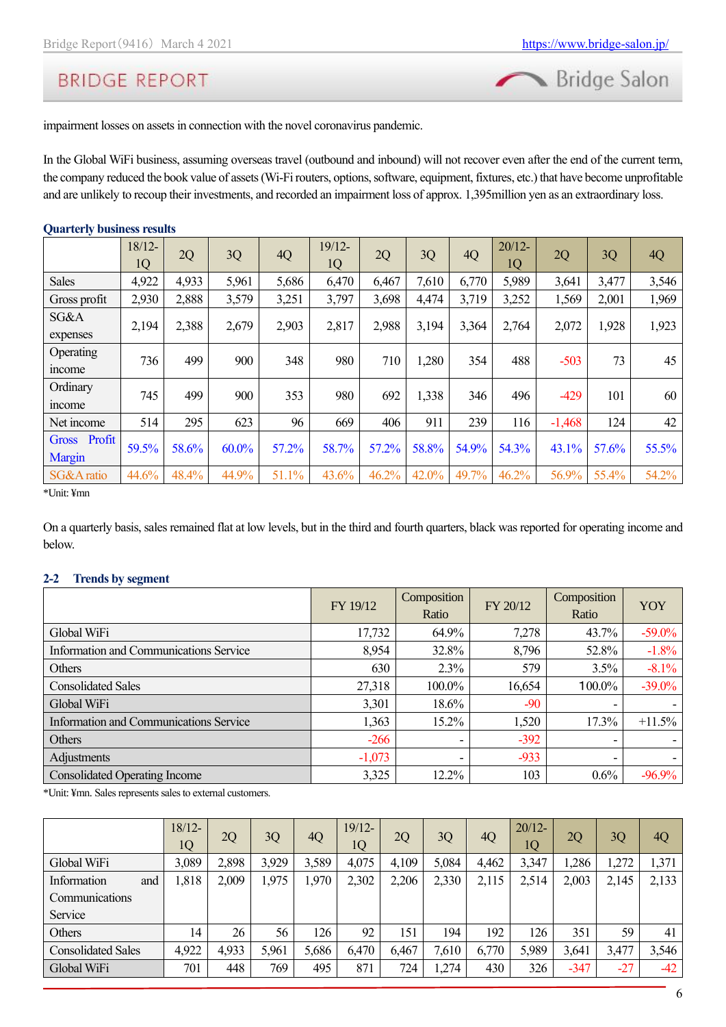impairment losses on assets in connection with the novel coronavirus pandemic.

In the Global WiFi business, assuming overseas travel (outbound and inbound) will not recover even after the end of the current term, the company reduced the book value of assets (Wi-Fi routers, options, software, equipment, fixtures, etc.) that have become unprofitable and are unlikely to recoup their investments, and recorded an impairment loss of approx. 1,395million yen as an extraordinary loss.

**Quarterly business results**

| | 18/12-1Q | 2Q | 3Q | 4Q | 19/12-1Q | 2Q | 3Q | 4Q | 20/12-1Q | 2Q | 3Q | 4Q |
|---|---|---|---|---|---|---|---|---|---|---|---|---|
| Sales | 4,922 | 4,933 | 5,961 | 5,686 | 6,470 | 6,467 | 7,610 | 6,770 | 5,989 | 3,641 | 3,477 | 3,546 |
| Gross profit | 2,930 | 2,888 | 3,579 | 3,251 | 3,797 | 3,698 | 4,474 | 3,719 | 3,252 | 1,569 | 2,001 | 1,969 |
| SG&A expenses | 2,194 | 2,388 | 2,679 | 2,903 | 2,817 | 2,988 | 3,194 | 3,364 | 2,764 | 2,072 | 1,928 | 1,923 |
| Operating income | 736 | 499 | 900 | 348 | 980 | 710 | 1,280 | 354 | 488 | -503 | 73 | 45 |
| Ordinary income | 745 | 499 | 900 | 353 | 980 | 692 | 1,338 | 346 | 496 | -429 | 101 | 60 |
| Net income | 514 | 295 | 623 | 96 | 669 | 406 | 911 | 239 | 116 | -1,468 | 124 | 42 |
| Gross Profit Margin | 59.5% | 58.6% | 60.0% | 57.2% | 58.7% | 57.2% | 58.8% | 54.9% | 54.3% | 43.1% | 57.6% | 55.5% |
| SG&A ratio | 44.6% | 48.4% | 44.9% | 51.1% | 43.6% | 46.2% | 42.0% | 49.7% | 46.2% | 56.9% | 55.4% | 54.2% |

*Unit: ¥mn

On a quarterly basis, sales remained flat at low levels, but in the third and fourth quarters, black was reported for operating income and below.

### 2-2 Trends by segment

| | FY 19/12 | Composition Ratio | FY 20/12 | Composition Ratio | YOY |
|---|---|---|---|---|---|
| Global WiFi | 17,732 | 64.9% | 7,278 | 43.7% | -59.0% |
| Information and Communications Service | 8,954 | 32.8% | 8,796 | 52.8% | -1.8% |
| Others | 630 | 2.3% | 579 | 3.5% | -8.1% |
| Consolidated Sales | 27,318 | 100.0% | 16,654 | 100.0% | -39.0% |
| Global WiFi | 3,301 | 18.6% | -90 | - | - |
| Information and Communications Service | 1,363 | 15.2% | 1,520 | 17.3% | +11.5% |
| Others | -266 | - | -392 | - | - |
| Adjustments | -1,073 | - | -933 | - | - |
| Consolidated Operating Income | 3,325 | 12.2% | 103 | 0.6% | -96.9% |

*Unit: ¥mn. Sales represents sales to external customers.

| | 18/12-1Q | 2Q | 3Q | 4Q | 19/12-1Q | 2Q | 3Q | 4Q | 20/12-1Q | 2Q | 3Q | 4Q |
|---|---|---|---|---|---|---|---|---|---|---|---|---|
| Global WiFi | 3,089 | 2,898 | 3,929 | 3,589 | 4,075 | 4,109 | 5,084 | 4,462 | 3,347 | 1,286 | 1,272 | 1,371 |
| Information and Communications Service | 1,818 | 2,009 | 1,975 | 1,970 | 2,302 | 2,206 | 2,330 | 2,115 | 2,514 | 2,003 | 2,145 | 2,133 |
| Others | 14 | 26 | 56 | 126 | 92 | 151 | 194 | 192 | 126 | 351 | 59 | 41 |
| Consolidated Sales | 4,922 | 4,933 | 5,961 | 5,686 | 6,470 | 6,467 | 7,610 | 6,770 | 5,989 | 3,641 | 3,477 | 3,546 |
| Global WiFi | 701 | 448 | 769 | 495 | 871 | 724 | 1,274 | 430 | 326 | -347 | -27 | -42 |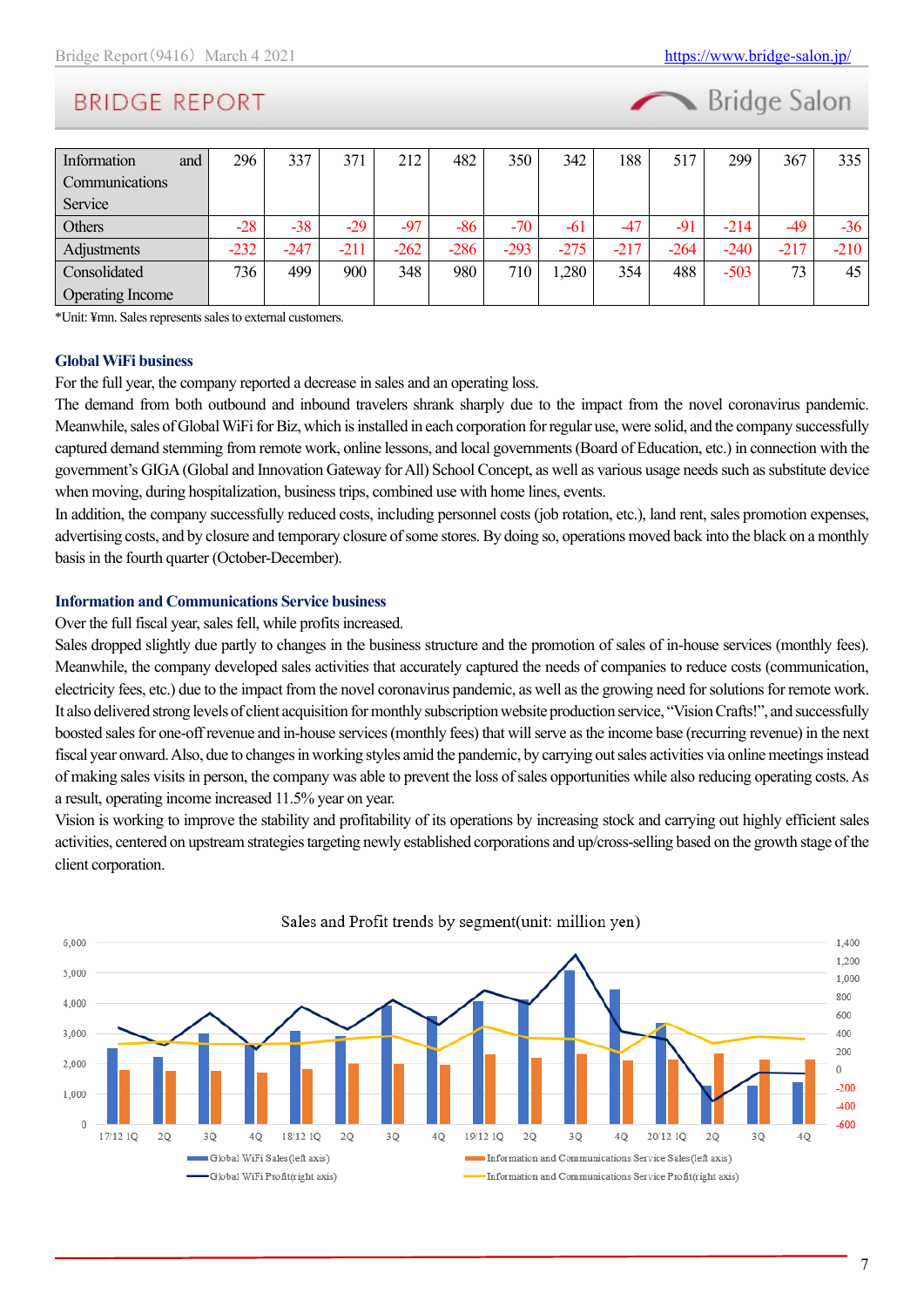| Information and Communications Service | 296 | 337 | 371 | 212 | 482 | 350 | 342 | 188 | 517 | 299 | 367 | 335 |
|---|---|---|---|---|---|---|---|---|---|---|---|---|
| Others | -28 | -38 | -29 | -97 | -86 | -70 | -61 | -47 | -91 | -214 | -49 | -36 |
| Adjustments | -232 | -247 | -211 | -262 | -286 | -293 | -275 | -217 | -264 | -240 | -217 | -210 |
| Consolidated Operating Income | 736 | 499 | 900 | 348 | 980 | 710 | 1,280 | 354 | 488 | -503 | 73 | 45 |

*Unit: ¥mn. Sales represents sales to external customers.

### Global WiFi business

For the full year, the company reported a decrease in sales and an operating loss.

The demand from both outbound and inbound travelers shrank sharply due to the impact from the novel coronavirus pandemic. Meanwhile, sales of Global WiFi for Biz, which is installed in each corporation for regular use, were solid, and the company successfully captured demand stemming from remote work, online lessons, and local governments (Board of Education, etc.) in connection with the government's GIGA (Global and Innovation Gateway for All) School Concept, as well as various usage needs such as substitute device when moving, during hospitalization, business trips, combined use with home lines, events.

In addition, the company successfully reduced costs, including personnel costs (job rotation, etc.), land rent, sales promotion expenses, advertising costs, and by closure and temporary closure of some stores. By doing so, operations moved back into the black on a monthly basis in the fourth quarter (October-December).

### Information and Communications Service business

Over the full fiscal year, sales fell, while profits increased.

Sales dropped slightly due partly to changes in the business structure and the promotion of sales of in-house services (monthly fees). Meanwhile, the company developed sales activities that accurately captured the needs of companies to reduce costs (communication, electricity fees, etc.) due to the impact from the novel coronavirus pandemic, as well as the growing need for solutions for remote work. It also delivered strong levels of client acquisition for monthly subscription website production service, "Vision Crafts!", and successfully boosted sales for one-off revenue and in-house services (monthly fees) that will serve as the income base (recurring revenue) in the next fiscal year onward. Also, due to changes in working styles amid the pandemic, by carrying out sales activities via online meetings instead of making sales visits in person, the company was able to prevent the loss of sales opportunities while also reducing operating costs. As a result, operating income increased 11.5% year on year.

Vision is working to improve the stability and profitability of its operations by increasing stock and carrying out highly efficient sales activities, centered on upstream strategies targeting newly established corporations and up/cross-selling based on the growth stage of the client corporation.

Sales and Profit trends by segment(unit: million yen)

Global WiFi Sales(left axis) / Information and Communications Service Sales(left axis) / Global WiFi Profit(right axis) / Information and Communications Service Profit(right axis)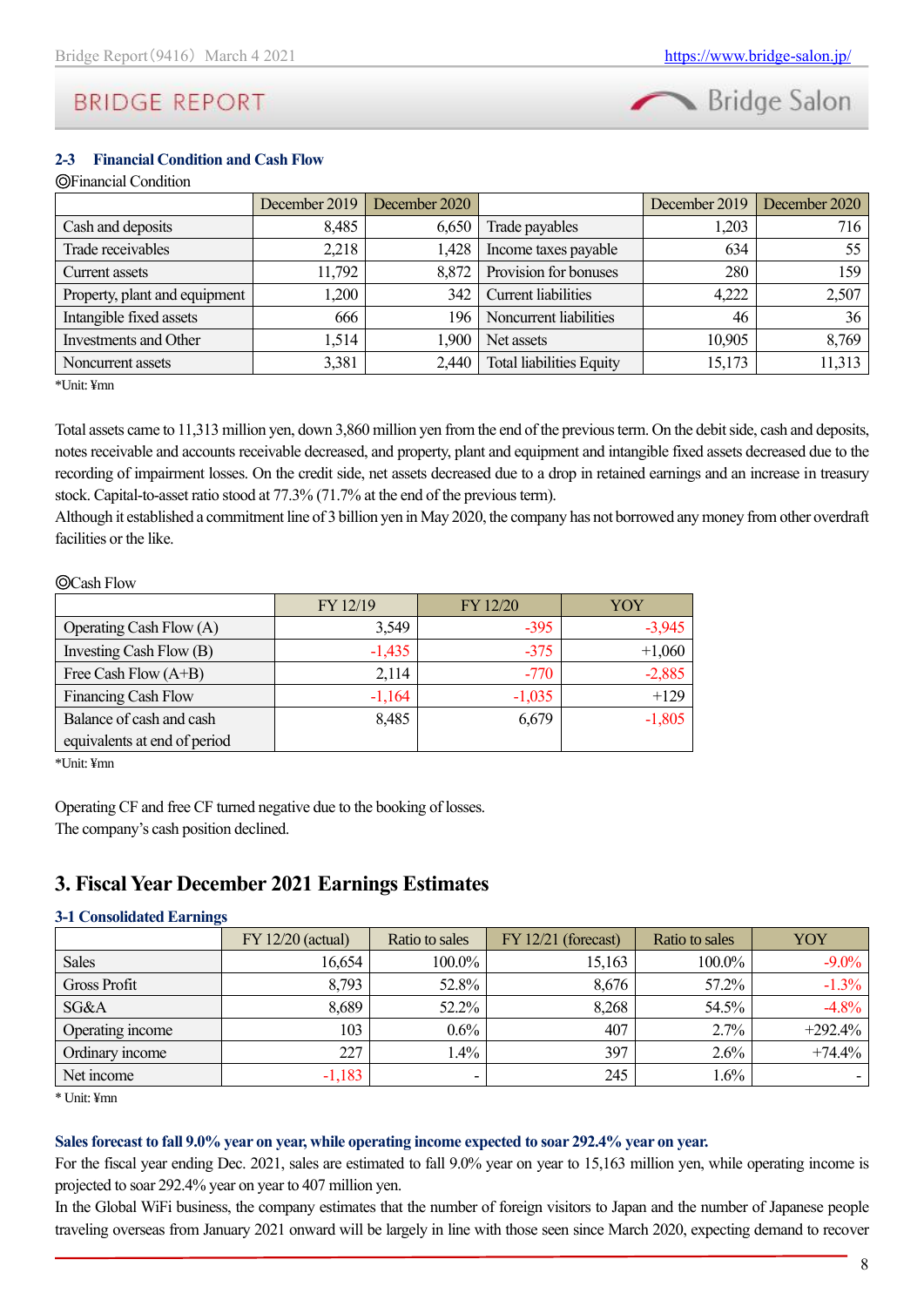### 2-3 Financial Condition and Cash Flow

◎Financial Condition

| | December 2019 | December 2020 | | December 2019 | December 2020 |
|---|---|---|---|---|---|
| Cash and deposits | 8,485 | 6,650 | Trade payables | 1,203 | 716 |
| Trade receivables | 2,218 | 1,428 | Income taxes payable | 634 | 55 |
| Current assets | 11,792 | 8,872 | Provision for bonuses | 280 | 159 |
| Property, plant and equipment | 1,200 | 342 | Current liabilities | 4,222 | 2,507 |
| Intangible fixed assets | 666 | 196 | Noncurrent liabilities | 46 | 36 |
| Investments and Other | 1,514 | 1,900 | Net assets | 10,905 | 8,769 |
| Noncurrent assets | 3,381 | 2,440 | Total liabilities Equity | 15,173 | 11,313 |

*Unit: ¥mn

Total assets came to 11,313 million yen, down 3,860 million yen from the end of the previous term. On the debit side, cash and deposits, notes receivable and accounts receivable decreased, and property, plant and equipment and intangible fixed assets decreased due to the recording of impairment losses. On the credit side, net assets decreased due to a drop in retained earnings and an increase in treasury stock. Capital-to-asset ratio stood at 77.3% (71.7% at the end of the previous term).
Although it established a commitment line of 3 billion yen in May 2020, the company has not borrowed any money from other overdraft facilities or the like.

◎Cash Flow

| | FY 12/19 | FY 12/20 | YOY |
|---|---|---|---|
| Operating Cash Flow (A) | 3,549 | -395 | -3,945 |
| Investing Cash Flow (B) | -1,435 | -375 | +1,060 |
| Free Cash Flow (A+B) | 2,114 | -770 | -2,885 |
| Financing Cash Flow | -1,164 | -1,035 | +129 |
| Balance of cash and cash equivalents at end of period | 8,485 | 6,679 | -1,805 |

*Unit: ¥mn

Operating CF and free CF turned negative due to the booking of losses.
The company's cash position declined.

## 3. Fiscal Year December 2021 Earnings Estimates

### 3-1 Consolidated Earnings

| | FY 12/20 (actual) | Ratio to sales | FY 12/21 (forecast) | Ratio to sales | YOY |
|---|---|---|---|---|---|
| Sales | 16,654 | 100.0% | 15,163 | 100.0% | -9.0% |
| Gross Profit | 8,793 | 52.8% | 8,676 | 57.2% | -1.3% |
| SG&A | 8,689 | 52.2% | 8,268 | 54.5% | -4.8% |
| Operating income | 103 | 0.6% | 407 | 2.7% | +292.4% |
| Ordinary income | 227 | 1.4% | 397 | 2.6% | +74.4% |
| Net income | -1,183 | - | 245 | 1.6% | - |

* Unit: ¥mn

**Sales forecast to fall 9.0% year on year, while operating income expected to soar 292.4% year on year.**

For the fiscal year ending Dec. 2021, sales are estimated to fall 9.0% year on year to 15,163 million yen, while operating income is projected to soar 292.4% year on year to 407 million yen.
In the Global WiFi business, the company estimates that the number of foreign visitors to Japan and the number of Japanese people traveling overseas from January 2021 onward will be largely in line with those seen since March 2020, expecting demand to recover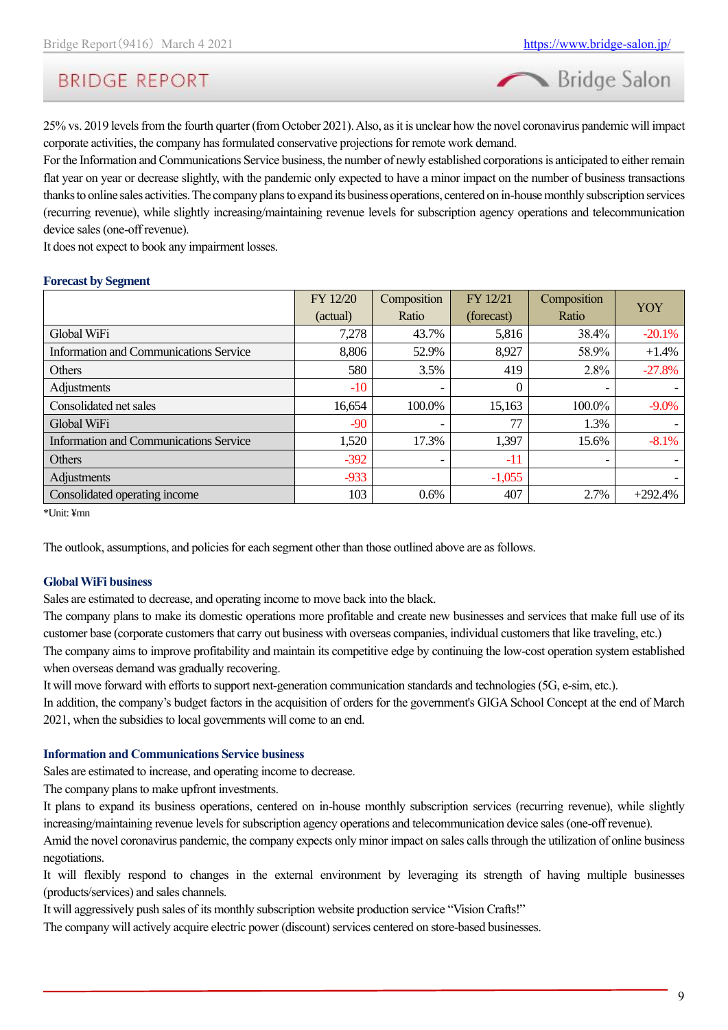25% vs. 2019 levels from the fourth quarter (from October 2021). Also, as it is unclear how the novel coronavirus pandemic will impact corporate activities, the company has formulated conservative projections for remote work demand.
For the Information and Communications Service business, the number of newly established corporations is anticipated to either remain flat year on year or decrease slightly, with the pandemic only expected to have a minor impact on the number of business transactions thanks to online sales activities. The company plans to expand its business operations, centered on in-house monthly subscription services (recurring revenue), while slightly increasing/maintaining revenue levels for subscription agency operations and telecommunication device sales (one-off revenue).
It does not expect to book any impairment losses.

**Forecast by Segment**

| | FY 12/20 (actual) | Composition Ratio | FY 12/21 (forecast) | Composition Ratio | YOY |
|---|---|---|---|---|---|
| Global WiFi | 7,278 | 43.7% | 5,816 | 38.4% | -20.1% |
| Information and Communications Service | 8,806 | 52.9% | 8,927 | 58.9% | +1.4% |
| Others | 580 | 3.5% | 419 | 2.8% | -27.8% |
| Adjustments | -10 | - | 0 | - | - |
| Consolidated net sales | 16,654 | 100.0% | 15,163 | 100.0% | -9.0% |
| Global WiFi | -90 | - | 77 | 1.3% | - |
| Information and Communications Service | 1,520 | 17.3% | 1,397 | 15.6% | -8.1% |
| Others | -392 | - | -11 | - | - |
| Adjustments | -933 | | -1,055 | | - |
| Consolidated operating income | 103 | 0.6% | 407 | 2.7% | +292.4% |

*Unit: ¥mn

The outlook, assumptions, and policies for each segment other than those outlined above are as follows.

### Global WiFi business

Sales are estimated to decrease, and operating income to move back into the black.
The company plans to make its domestic operations more profitable and create new businesses and services that make full use of its customer base (corporate customers that carry out business with overseas companies, individual customers that like traveling, etc.)
The company aims to improve profitability and maintain its competitive edge by continuing the low-cost operation system established when overseas demand was gradually recovering.
It will move forward with efforts to support next-generation communication standards and technologies (5G, e-sim, etc.).
In addition, the company's budget factors in the acquisition of orders for the government's GIGA School Concept at the end of March 2021, when the subsidies to local governments will come to an end.

### Information and Communications Service business

Sales are estimated to increase, and operating income to decrease.
The company plans to make upfront investments.
It plans to expand its business operations, centered on in-house monthly subscription services (recurring revenue), while slightly increasing/maintaining revenue levels for subscription agency operations and telecommunication device sales (one-off revenue).
Amid the novel coronavirus pandemic, the company expects only minor impact on sales calls through the utilization of online business negotiations.
It will flexibly respond to changes in the external environment by leveraging its strength of having multiple businesses (products/services) and sales channels.
It will aggressively push sales of its monthly subscription website production service "Vision Crafts!"
The company will actively acquire electric power (discount) services centered on store-based businesses.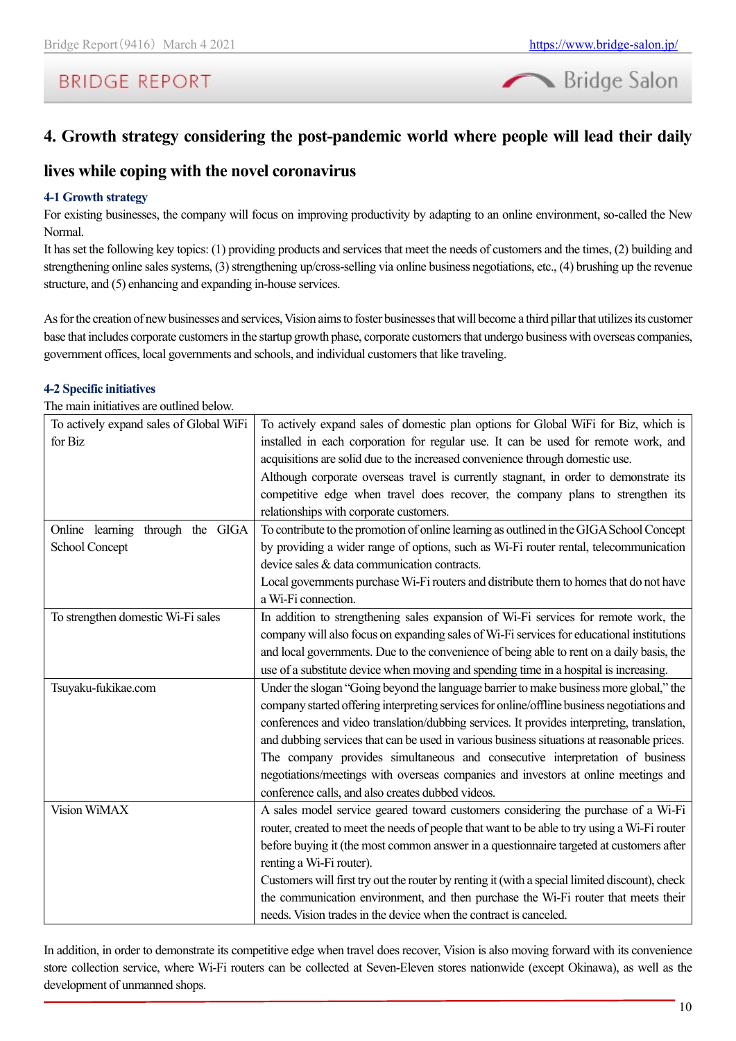## 4. Growth strategy considering the post-pandemic world where people will lead their daily lives while coping with the novel coronavirus

### 4-1 Growth strategy

For existing businesses, the company will focus on improving productivity by adapting to an online environment, so-called the New Normal.

It has set the following key topics: (1) providing products and services that meet the needs of customers and the times, (2) building and strengthening online sales systems, (3) strengthening up/cross-selling via online business negotiations, etc., (4) brushing up the revenue structure, and (5) enhancing and expanding in-house services.

As for the creation of new businesses and services, Vision aims to foster businesses that will become a third pillar that utilizes its customer base that includes corporate customers in the startup growth phase, corporate customers that undergo business with overseas companies, government offices, local governments and schools, and individual customers that like traveling.

### 4-2 Specific initiatives

The main initiatives are outlined below.

| | |
|---|---|
| To actively expand sales of Global WiFi for Biz | To actively expand sales of domestic plan options for Global WiFi for Biz, which is installed in each corporation for regular use. It can be used for remote work, and acquisitions are solid due to the increased convenience through domestic use.<br>Although corporate overseas travel is currently stagnant, in order to demonstrate its competitive edge when travel does recover, the company plans to strengthen its relationships with corporate customers. |
| Online learning through the GIGA School Concept | To contribute to the promotion of online learning as outlined in the GIGA School Concept by providing a wider range of options, such as Wi-Fi router rental, telecommunication device sales & data communication contracts.<br>Local governments purchase Wi-Fi routers and distribute them to homes that do not have a Wi-Fi connection. |
| To strengthen domestic Wi-Fi sales | In addition to strengthening sales expansion of Wi-Fi services for remote work, the company will also focus on expanding sales of Wi-Fi services for educational institutions and local governments. Due to the convenience of being able to rent on a daily basis, the use of a substitute device when moving and spending time in a hospital is increasing. |
| Tsuyaku-fukikae.com | Under the slogan "Going beyond the language barrier to make business more global," the company started offering interpreting services for online/offline business negotiations and conferences and video translation/dubbing services. It provides interpreting, translation, and dubbing services that can be used in various business situations at reasonable prices. The company provides simultaneous and consecutive interpretation of business negotiations/meetings with overseas companies and investors at online meetings and conference calls, and also creates dubbed videos. |
| Vision WiMAX | A sales model service geared toward customers considering the purchase of a Wi-Fi router, created to meet the needs of people that want to be able to try using a Wi-Fi router before buying it (the most common answer in a questionnaire targeted at customers after renting a Wi-Fi router).<br>Customers will first try out the router by renting it (with a special limited discount), check the communication environment, and then purchase the Wi-Fi router that meets their needs. Vision trades in the device when the contract is canceled. |

In addition, in order to demonstrate its competitive edge when travel does recover, Vision is also moving forward with its convenience store collection service, where Wi-Fi routers can be collected at Seven-Eleven stores nationwide (except Okinawa), as well as the development of unmanned shops.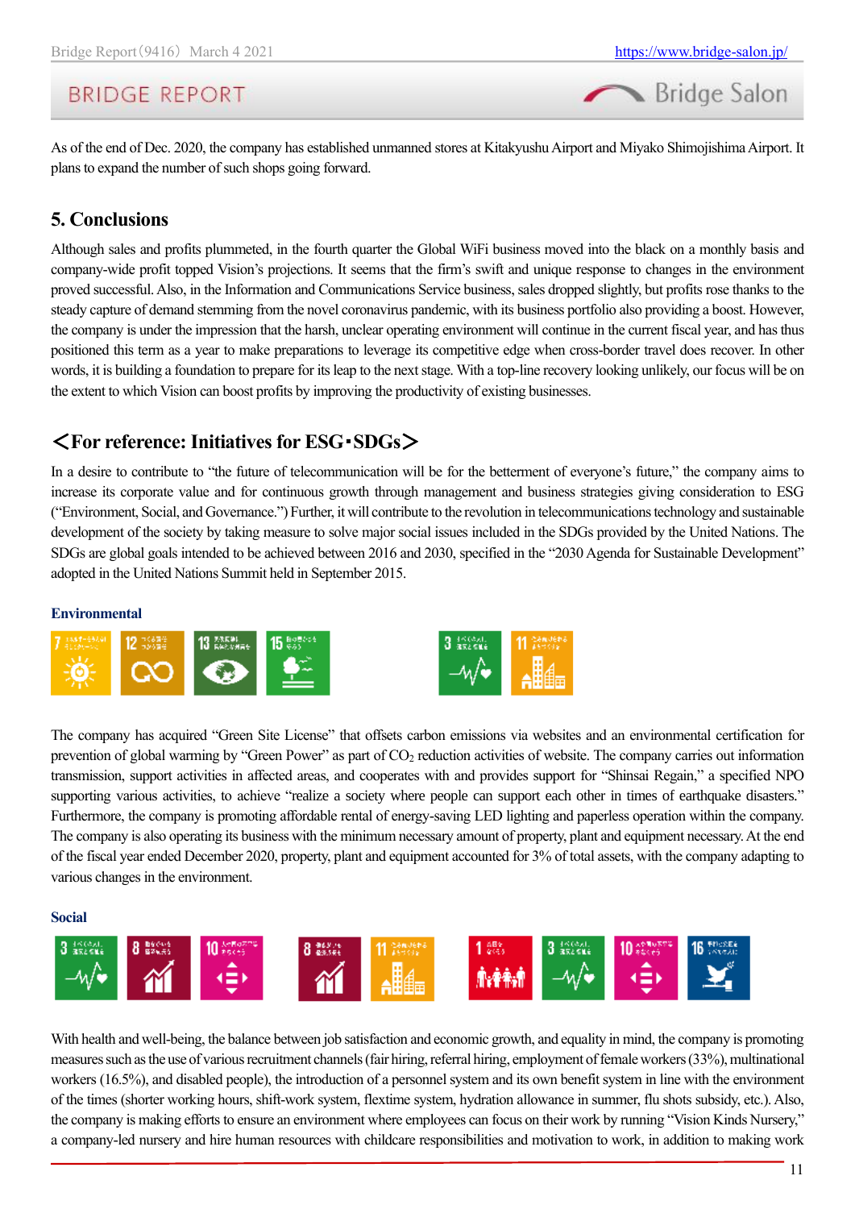As of the end of Dec. 2020, the company has established unmanned stores at Kitakyushu Airport and Miyako Shimojishima Airport. It plans to expand the number of such shops going forward.

## 5. Conclusions

Although sales and profits plummeted, in the fourth quarter the Global WiFi business moved into the black on a monthly basis and company-wide profit topped Vision's projections. It seems that the firm's swift and unique response to changes in the environment proved successful. Also, in the Information and Communications Service business, sales dropped slightly, but profits rose thanks to the steady capture of demand stemming from the novel coronavirus pandemic, with its business portfolio also providing a boost. However, the company is under the impression that the harsh, unclear operating environment will continue in the current fiscal year, and has thus positioned this term as a year to make preparations to leverage its competitive edge when cross-border travel does recover. In other words, it is building a foundation to prepare for its leap to the next stage. With a top-line recovery looking unlikely, our focus will be on the extent to which Vision can boost profits by improving the productivity of existing businesses.

## ＜For reference: Initiatives for ESG･SDGs＞

In a desire to contribute to "the future of telecommunication will be for the betterment of everyone's future," the company aims to increase its corporate value and for continuous growth through management and business strategies giving consideration to ESG ("Environment, Social, and Governance.") Further, it will contribute to the revolution in telecommunications technology and sustainable development of the society by taking measure to solve major social issues included in the SDGs provided by the United Nations. The SDGs are global goals intended to be achieved between 2016 and 2030, specified in the "2030 Agenda for Sustainable Development" adopted in the United Nations Summit held in September 2015.

### Environmental

The company has acquired "Green Site License" that offsets carbon emissions via websites and an environmental certification for prevention of global warming by "Green Power" as part of $CO_2$ reduction activities of website. The company carries out information transmission, support activities in affected areas, and cooperates with and provides support for "Shinsai Regain," a specified NPO supporting various activities, to achieve "realize a society where people can support each other in times of earthquake disasters." Furthermore, the company is promoting affordable rental of energy-saving LED lighting and paperless operation within the company. The company is also operating its business with the minimum necessary amount of property, plant and equipment necessary. At the end of the fiscal year ended December 2020, property, plant and equipment accounted for 3% of total assets, with the company adapting to various changes in the environment.

### Social

With health and well-being, the balance between job satisfaction and economic growth, and equality in mind, the company is promoting measures such as the use of various recruitment channels (fair hiring, referral hiring, employment of female workers (33%), multinational workers (16.5%), and disabled people), the introduction of a personnel system and its own benefit system in line with the environment of the times (shorter working hours, shift-work system, flextime system, hydration allowance in summer, flu shots subsidy, etc.). Also, the company is making efforts to ensure an environment where employees can focus on their work by running "Vision Kinds Nursery," a company-led nursery and hire human resources with childcare responsibilities and motivation to work, in addition to making work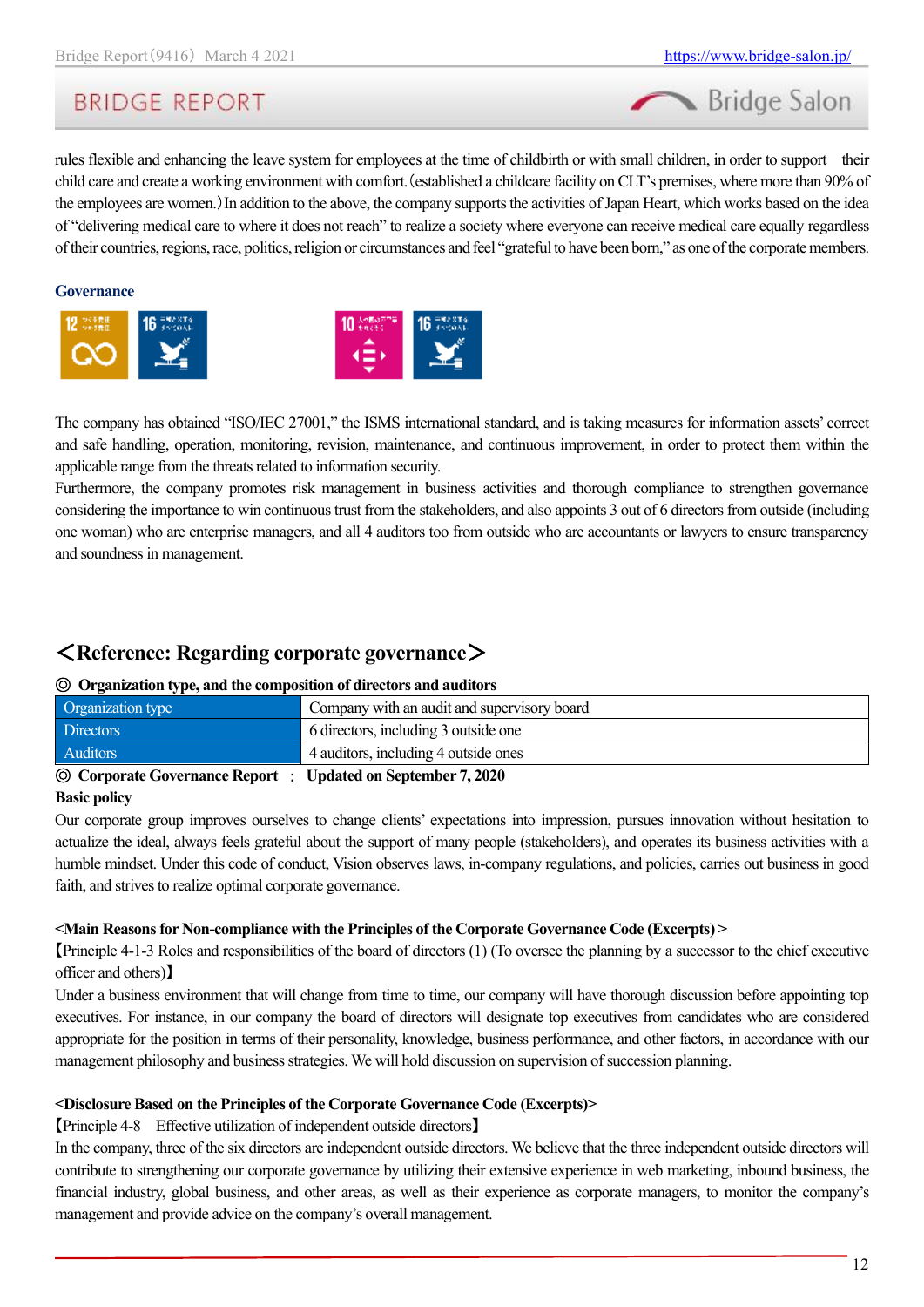rules flexible and enhancing the leave system for employees at the time of childbirth or with small children, in order to support their child care and create a working environment with comfort. (established a childcare facility on CLT's premises, where more than 90% of the employees are women.) In addition to the above, the company supports the activities of Japan Heart, which works based on the idea of "delivering medical care to where it does not reach" to realize a society where everyone can receive medical care equally regardless of their countries, regions, race, politics, religion or circumstances and feel "grateful to have been born," as one of the corporate members.

### Governance

The company has obtained "ISO/IEC 27001," the ISMS international standard, and is taking measures for information assets' correct and safe handling, operation, monitoring, revision, maintenance, and continuous improvement, in order to protect them within the applicable range from the threats related to information security.

Furthermore, the company promotes risk management in business activities and thorough compliance to strengthen governance considering the importance to win continuous trust from the stakeholders, and also appoints 3 out of 6 directors from outside (including one woman) who are enterprise managers, and all 4 auditors too from outside who are accountants or lawyers to ensure transparency and soundness in management.

## ＜Reference: Regarding corporate governance＞

**◎ Organization type, and the composition of directors and auditors**

| Organization type | Company with an audit and supervisory board |
|---|---|
| Directors | 6 directors, including 3 outside one |
| Auditors | 4 auditors, including 4 outside ones |

**◎ Corporate Governance Report : Updated on September 7, 2020**

**Basic policy**

Our corporate group improves ourselves to change clients' expectations into impression, pursues innovation without hesitation to actualize the ideal, always feels grateful about the support of many people (stakeholders), and operates its business activities with a humble mindset. Under this code of conduct, Vision observes laws, in-company regulations, and policies, carries out business in good faith, and strives to realize optimal corporate governance.

**<Main Reasons for Non-compliance with the Principles of the Corporate Governance Code (Excerpts) >**

【Principle 4-1-3 Roles and responsibilities of the board of directors (1) (To oversee the planning by a successor to the chief executive officer and others)】

Under a business environment that will change from time to time, our company will have thorough discussion before appointing top executives. For instance, in our company the board of directors will designate top executives from candidates who are considered appropriate for the position in terms of their personality, knowledge, business performance, and other factors, in accordance with our management philosophy and business strategies. We will hold discussion on supervision of succession planning.

**<Disclosure Based on the Principles of the Corporate Governance Code (Excerpts)>**

【Principle 4-8 Effective utilization of independent outside directors】

In the company, three of the six directors are independent outside directors. We believe that the three independent outside directors will contribute to strengthening our corporate governance by utilizing their extensive experience in web marketing, inbound business, the financial industry, global business, and other areas, as well as their experience as corporate managers, to monitor the company's management and provide advice on the company's overall management.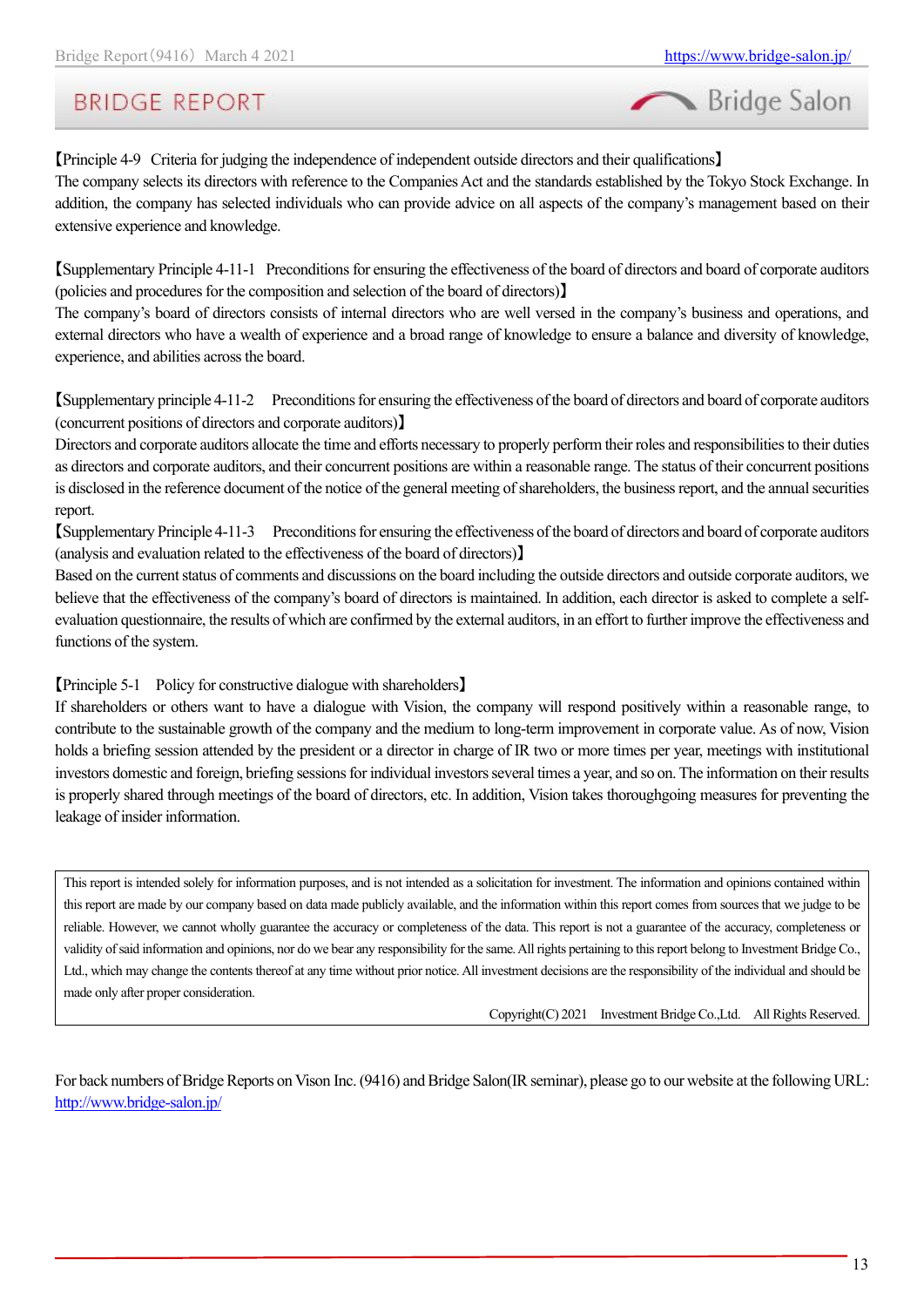【Principle 4-9 Criteria for judging the independence of independent outside directors and their qualifications】
The company selects its directors with reference to the Companies Act and the standards established by the Tokyo Stock Exchange. In addition, the company has selected individuals who can provide advice on all aspects of the company's management based on their extensive experience and knowledge.

【Supplementary Principle 4-11-1 Preconditions for ensuring the effectiveness of the board of directors and board of corporate auditors (policies and procedures for the composition and selection of the board of directors)】
The company's board of directors consists of internal directors who are well versed in the company's business and operations, and external directors who have a wealth of experience and a broad range of knowledge to ensure a balance and diversity of knowledge, experience, and abilities across the board.

【Supplementary principle 4-11-2 Preconditions for ensuring the effectiveness of the board of directors and board of corporate auditors (concurrent positions of directors and corporate auditors)】
Directors and corporate auditors allocate the time and efforts necessary to properly perform their roles and responsibilities to their duties as directors and corporate auditors, and their concurrent positions are within a reasonable range. The status of their concurrent positions is disclosed in the reference document of the notice of the general meeting of shareholders, the business report, and the annual securities report.

【Supplementary Principle 4-11-3 Preconditions for ensuring the effectiveness of the board of directors and board of corporate auditors (analysis and evaluation related to the effectiveness of the board of directors)】
Based on the current status of comments and discussions on the board including the outside directors and outside corporate auditors, we believe that the effectiveness of the company's board of directors is maintained. In addition, each director is asked to complete a self-evaluation questionnaire, the results of which are confirmed by the external auditors, in an effort to further improve the effectiveness and functions of the system.

【Principle 5-1 Policy for constructive dialogue with shareholders】
If shareholders or others want to have a dialogue with Vision, the company will respond positively within a reasonable range, to contribute to the sustainable growth of the company and the medium to long-term improvement in corporate value. As of now, Vision holds a briefing session attended by the president or a director in charge of IR two or more times per year, meetings with institutional investors domestic and foreign, briefing sessions for individual investors several times a year, and so on. The information on their results is properly shared through meetings of the board of directors, etc. In addition, Vision takes thoroughgoing measures for preventing the leakage of insider information.

This report is intended solely for information purposes, and is not intended as a solicitation for investment. The information and opinions contained within this report are made by our company based on data made publicly available, and the information within this report comes from sources that we judge to be reliable. However, we cannot wholly guarantee the accuracy or completeness of the data. This report is not a guarantee of the accuracy, completeness or validity of said information and opinions, nor do we bear any responsibility for the same. All rights pertaining to this report belong to Investment Bridge Co., Ltd., which may change the contents thereof at any time without prior notice. All investment decisions are the responsibility of the individual and should be made only after proper consideration.

Copyright(C) 2021 Investment Bridge Co.,Ltd. All Rights Reserved.

For back numbers of Bridge Reports on Vison Inc. (9416) and Bridge Salon(IR seminar), please go to our website at the following URL: http://www.bridge-salon.jp/